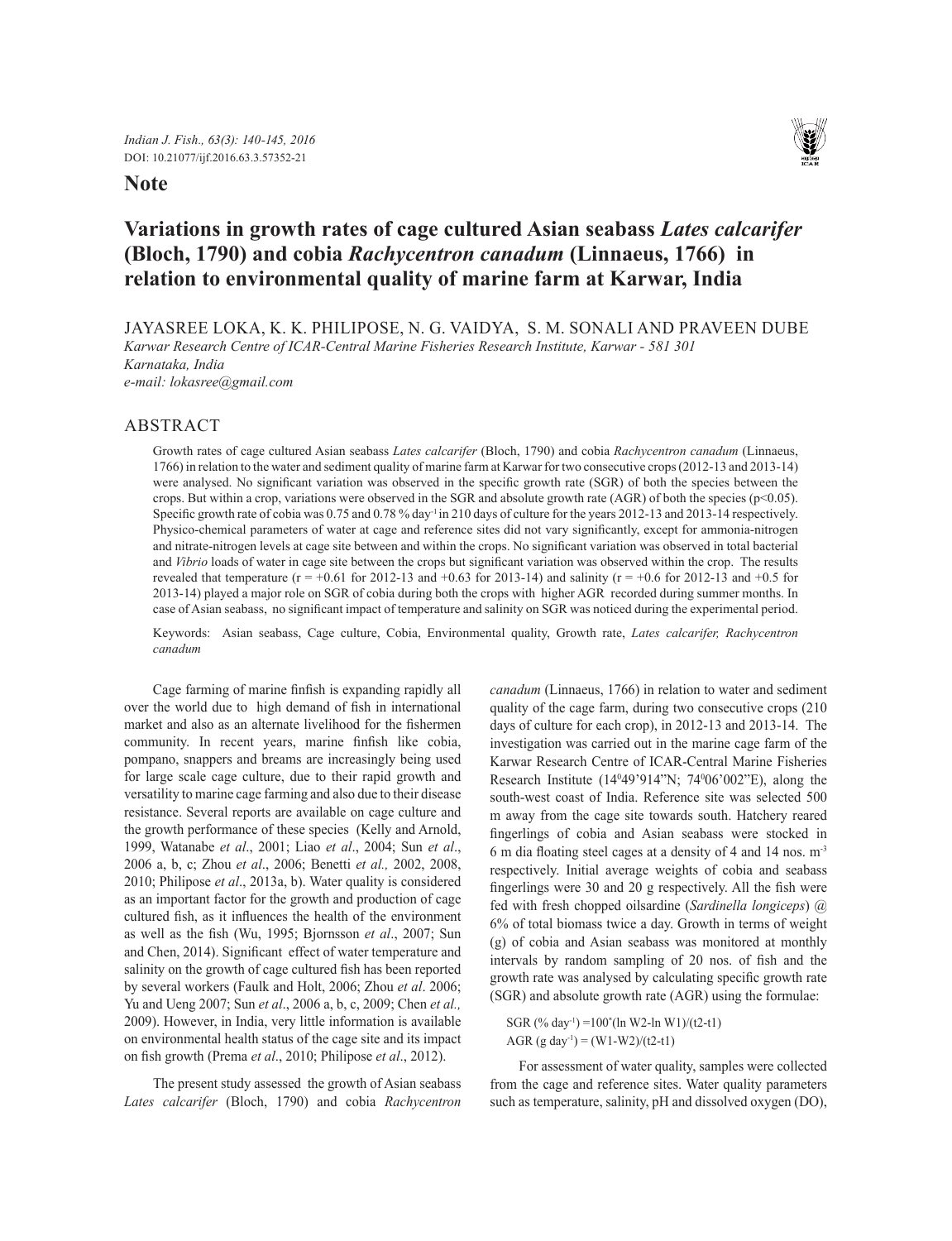## Note

# Variations in growth rates of cage cultured Asian seabass *Lates calcarifer* (Bloch, 1790) and cobia *Rachycentron canadum* (Linnaeus, 1766) in relation to environmental quality of marine farm at Karwar, India

JAYASREE LOKA, K. K. PHILIPOSE, N. G. VAIDYA, S. M. SONALI AND PRAVEEN DUBE

*Karwar Research Centre of ICAR-Central Marine Fisheries Research Institute, Karwar - 581 301*
*Karnataka, India*
*e-mail: lokasree@gmail.com*

## ABSTRACT

Growth rates of cage cultured Asian seabass *Lates calcarifer* (Bloch, 1790) and cobia *Rachycentron canadum* (Linnaeus, 1766) in relation to the water and sediment quality of marine farm at Karwar for two consecutive crops (2012-13 and 2013-14) were analysed. No significant variation was observed in the specific growth rate (SGR) of both the species between the crops. But within a crop, variations were observed in the SGR and absolute growth rate (AGR) of both the species ($p<0.05$). Specific growth rate of cobia was 0.75 and 0.78 % day$^{-1}$ in 210 days of culture for the years 2012-13 and 2013-14 respectively. Physico-chemical parameters of water at cage and reference sites did not vary significantly, except for ammonia-nitrogen and nitrate-nitrogen levels at cage site between and within the crops. No significant variation was observed in total bacterial and *Vibrio* loads of water in cage site between the crops but significant variation was observed within the crop. The results revealed that temperature ($r = +0.61$ for 2012-13 and $+0.63$ for 2013-14) and salinity ($r = +0.6$ for 2012-13 and $+0.5$ for 2013-14) played a major role on SGR of cobia during both the crops with higher AGR recorded during summer months. In case of Asian seabass, no significant impact of temperature and salinity on SGR was noticed during the experimental period.

Keywords: Asian seabass, Cage culture, Cobia, Environmental quality, Growth rate, *Lates calcarifer, Rachycentron canadum*

Cage farming of marine finfish is expanding rapidly all over the world due to high demand of fish in international market and also as an alternate livelihood for the fishermen community. In recent years, marine finfish like cobia, pompano, snappers and breams are increasingly being used for large scale cage culture, due to their rapid growth and versatility to marine cage farming and also due to their disease resistance. Several reports are available on cage culture and the growth performance of these species (Kelly and Arnold, 1999, Watanabe *et al*., 2001; Liao *et al*., 2004; Sun *et al*., 2006 a, b, c; Zhou *et al*., 2006; Benetti *et al.,* 2002, 2008, 2010; Philipose *et al*., 2013a, b). Water quality is considered as an important factor for the growth and production of cage cultured fish, as it influences the health of the environment as well as the fish (Wu, 1995; Bjornsson *et al*., 2007; Sun and Chen, 2014). Significant effect of water temperature and salinity on the growth of cage cultured fish has been reported by several workers (Faulk and Holt, 2006; Zhou *et al*. 2006; Yu and Ueng 2007; Sun *et al*., 2006 a, b, c, 2009; Chen *et al.,* 2009). However, in India, very little information is available on environmental health status of the cage site and its impact on fish growth (Prema *et al*., 2010; Philipose *et al*., 2012).

The present study assessed the growth of Asian seabass *Lates calcarifer* (Bloch, 1790) and cobia *Rachycentron canadum* (Linnaeus, 1766) in relation to water and sediment quality of the cage farm, during two consecutive crops (210 days of culture for each crop), in 2012-13 and 2013-14. The investigation was carried out in the marine cage farm of the Karwar Research Centre of ICAR-Central Marine Fisheries Research Institute (14$^0$49'914"N; 74$^0$06'002"E), along the south-west coast of India. Reference site was selected 500 m away from the cage site towards south. Hatchery reared fingerlings of cobia and Asian seabass were stocked in 6 m dia floating steel cages at a density of 4 and 14 nos. m$^{-3}$ respectively. Initial average weights of cobia and seabass fingerlings were 30 and 20 g respectively. All the fish were fed with fresh chopped oilsardine (*Sardinella longiceps*) @ 6% of total biomass twice a day. Growth in terms of weight (g) of cobia and Asian seabass was monitored at monthly intervals by random sampling of 20 nos. of fish and the growth rate was analysed by calculating specific growth rate (SGR) and absolute growth rate (AGR) using the formulae:

$$\text{SGR } (\% \text{ day}^{-1}) = 100^*(\ln W2 - \ln W1)/(t2-t1)$$
$$\text{AGR } (\text{g day}^{-1}) = (W1-W2)/(t2-t1)$$

For assessment of water quality, samples were collected from the cage and reference sites. Water quality parameters such as temperature, salinity, pH and dissolved oxygen (DO),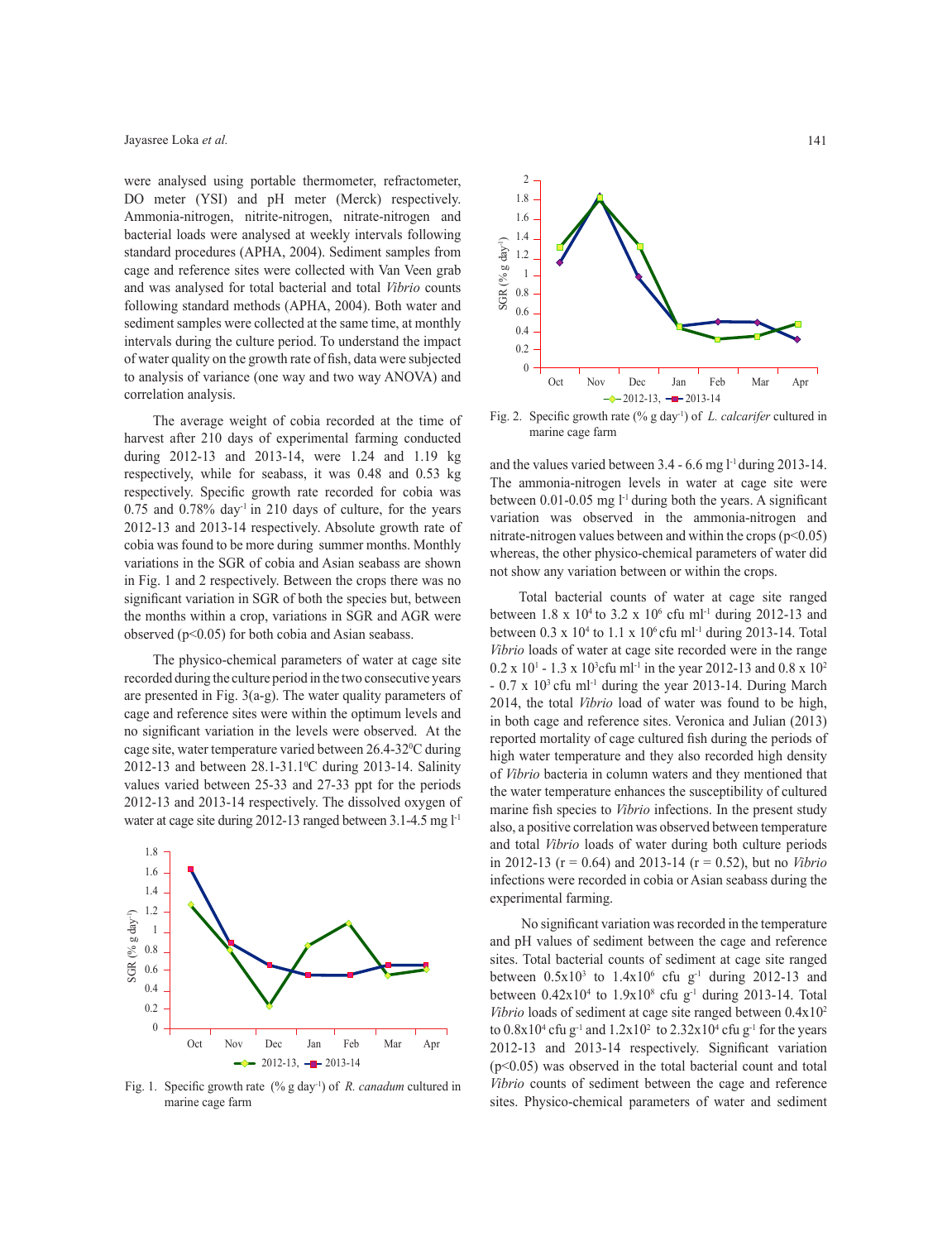were analysed using portable thermometer, refractometer, DO meter (YSI) and pH meter (Merck) respectively. Ammonia-nitrogen, nitrite-nitrogen, nitrate-nitrogen and bacterial loads were analysed at weekly intervals following standard procedures (APHA, 2004). Sediment samples from cage and reference sites were collected with Van Veen grab and was analysed for total bacterial and total *Vibrio* counts following standard methods (APHA, 2004). Both water and sediment samples were collected at the same time, at monthly intervals during the culture period. To understand the impact of water quality on the growth rate of fish, data were subjected to analysis of variance (one way and two way ANOVA) and correlation analysis.

The average weight of cobia recorded at the time of harvest after 210 days of experimental farming conducted during 2012-13 and 2013-14, were 1.24 and 1.19 kg respectively, while for seabass, it was 0.48 and 0.53 kg respectively. Specific growth rate recorded for cobia was 0.75 and 0.78% day$^{-1}$ in 210 days of culture, for the years 2012-13 and 2013-14 respectively. Absolute growth rate of cobia was found to be more during summer months. Monthly variations in the SGR of cobia and Asian seabass are shown in Fig. 1 and 2 respectively. Between the crops there was no significant variation in SGR of both the species but, between the months within a crop, variations in SGR and AGR were observed ($p<0.05$) for both cobia and Asian seabass.

The physico-chemical parameters of water at cage site recorded during the culture period in the two consecutive years are presented in Fig. 3(a-g). The water quality parameters of cage and reference sites were within the optimum levels and no significant variation in the levels were observed. At the cage site, water temperature varied between 26.4-32$^0$C during 2012-13 and between 28.1-31.1$^0$C during 2013-14. Salinity values varied between 25-33 and 27-33 ppt for the periods 2012-13 and 2013-14 respectively. The dissolved oxygen of water at cage site during 2012-13 ranged between 3.1-4.5 mg l$^{-1}$ and the values varied between 3.4 - 6.6 mg l$^{-1}$ during 2013-14. The ammonia-nitrogen levels in water at cage site were between 0.01-0.05 mg l$^{-1}$ during both the years. A significant variation was observed in the ammonia-nitrogen and nitrate-nitrogen values between and within the crops ($p<0.05$) whereas, the other physico-chemical parameters of water did not show any variation between or within the crops.

Fig. 1. Specific growth rate (% g day$^{-1}$) of *R. canadum* cultured in marine cage farm

Fig. 2. Specific growth rate (% g day$^{-1}$) of *L. calcarifer* cultured in marine cage farm

Total bacterial counts of water at cage site ranged between 1.8 x 10$^4$ to 3.2 x 10$^6$ cfu ml$^{-1}$ during 2012-13 and between 0.3 x 10$^4$ to 1.1 x 10$^6$ cfu ml$^{-1}$ during 2013-14. Total *Vibrio* loads of water at cage site recorded were in the range 0.2 x 10$^1$ - 1.3 x 10$^3$cfu ml$^{-1}$ in the year 2012-13 and 0.8 x 10$^2$ - 0.7 x 10$^3$ cfu ml$^{-1}$ during the year 2013-14. During March 2014, the total *Vibrio* load of water was found to be high, in both cage and reference sites. Veronica and Julian (2013) reported mortality of cage cultured fish during the periods of high water temperature and they also recorded high density of *Vibrio* bacteria in column waters and they mentioned that the water temperature enhances the susceptibility of cultured marine fish species to *Vibrio* infections. In the present study also, a positive correlation was observed between temperature and total *Vibrio* loads of water during both culture periods in 2012-13 ($r = 0.64$) and 2013-14 ($r = 0.52$), but no *Vibrio* infections were recorded in cobia or Asian seabass during the experimental farming.

No significant variation was recorded in the temperature and pH values of sediment between the cage and reference sites. Total bacterial counts of sediment at cage site ranged between 0.5x10$^3$ to 1.4x10$^6$ cfu g$^{-1}$ during 2012-13 and between 0.42x10$^4$ to 1.9x10$^8$ cfu g$^{-1}$ during 2013-14. Total *Vibrio* loads of sediment at cage site ranged between 0.4x10$^2$ to 0.8x10$^4$ cfu g$^{-1}$ and 1.2x10$^2$ to 2.32x10$^4$ cfu g$^{-1}$ for the years 2012-13 and 2013-14 respectively. Significant variation ($p<0.05$) was observed in the total bacterial count and total *Vibrio* counts of sediment between the cage and reference sites. Physico-chemical parameters of water and sediment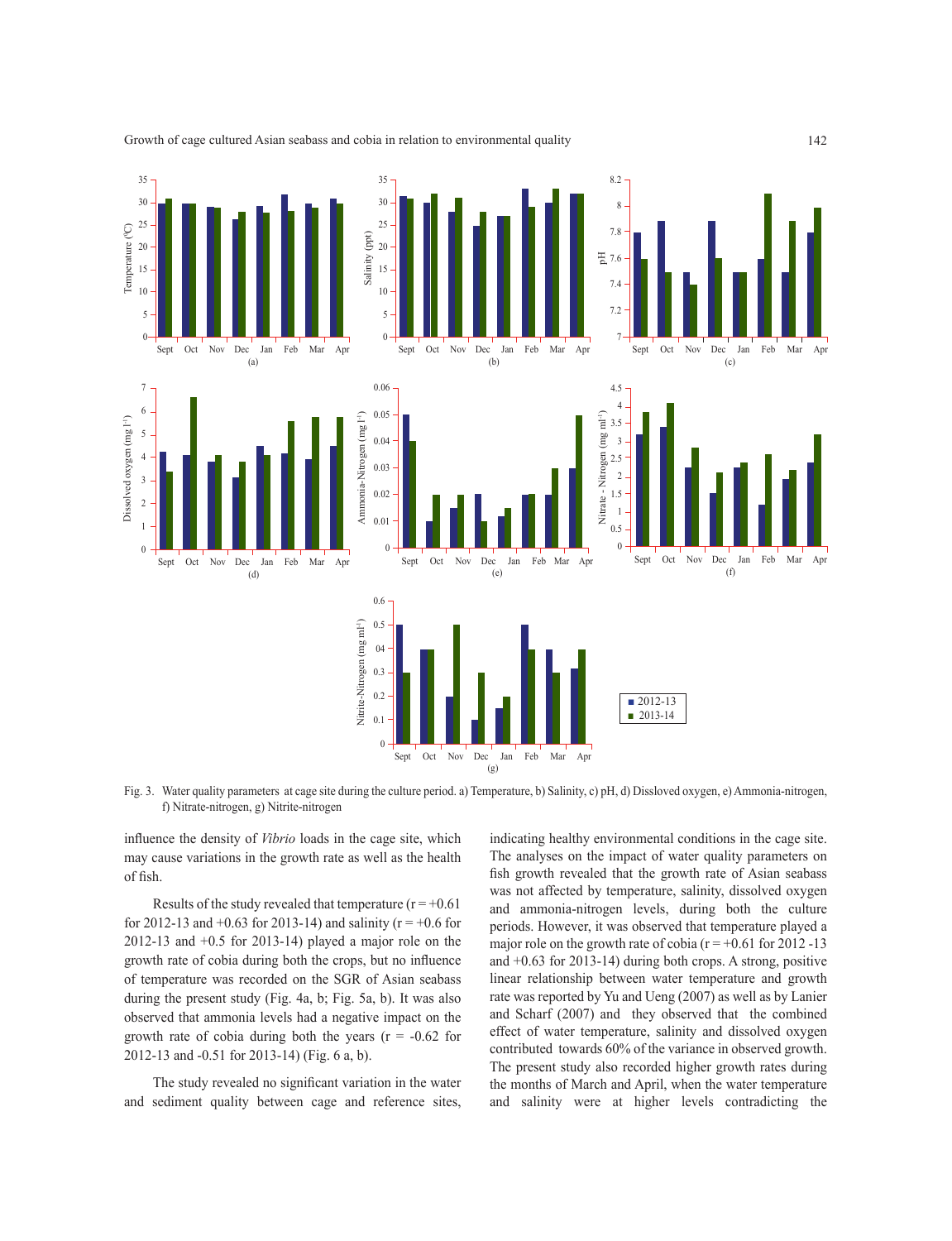Fig. 3. Water quality parameters at cage site during the culture period. a) Temperature, b) Salinity, c) pH, d) Dissloved oxygen, e) Ammonia-nitrogen, f) Nitrate-nitrogen, g) Nitrite-nitrogen

influence the density of *Vibrio* loads in the cage site, which may cause variations in the growth rate as well as the health of fish.

Results of the study revealed that temperature (r = +0.61 for 2012-13 and +0.63 for 2013-14) and salinity (r = +0.6 for 2012-13 and +0.5 for 2013-14) played a major role on the growth rate of cobia during both the crops, but no influence of temperature was recorded on the SGR of Asian seabass during the present study (Fig. 4a, b; Fig. 5a, b). It was also observed that ammonia levels had a negative impact on the growth rate of cobia during both the years (r = -0.62 for 2012-13 and -0.51 for 2013-14) (Fig. 6 a, b).

The study revealed no significant variation in the water and sediment quality between cage and reference sites, indicating healthy environmental conditions in the cage site. The analyses on the impact of water quality parameters on fish growth revealed that the growth rate of Asian seabass was not affected by temperature, salinity, dissolved oxygen and ammonia-nitrogen levels, during both the culture periods. However, it was observed that temperature played a major role on the growth rate of cobia (r = +0.61 for 2012 -13 and +0.63 for 2013-14) during both crops. A strong, positive linear relationship between water temperature and growth rate was reported by Yu and Ueng (2007) as well as by Lanier and Scharf (2007) and they observed that the combined effect of water temperature, salinity and dissolved oxygen contributed towards 60% of the variance in observed growth. The present study also recorded higher growth rates during the months of March and April, when the water temperature and salinity were at higher levels contradicting the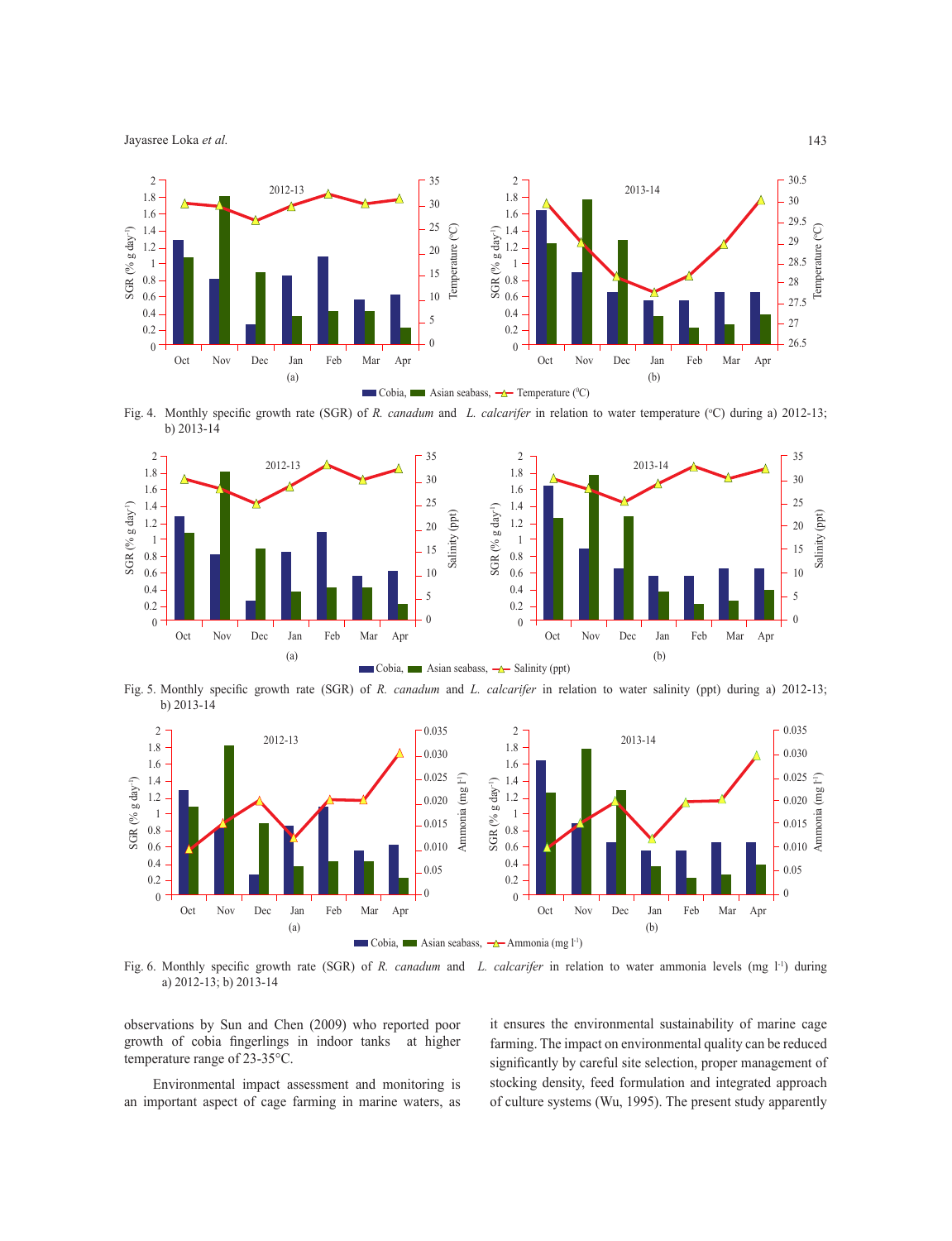Fig. 4. Monthly specific growth rate (SGR) of *R. canadum* and *L. calcarifer* in relation to water temperature (°C) during a) 2012-13; b) 2013-14

Fig. 5. Monthly specific growth rate (SGR) of *R. canadum* and *L. calcarifer* in relation to water salinity (ppt) during a) 2012-13; b) 2013-14

Fig. 6. Monthly specific growth rate (SGR) of *R. canadum* and *L. calcarifer* in relation to water ammonia levels (mg $l^{-1}$) during a) 2012-13; b) 2013-14

observations by Sun and Chen (2009) who reported poor growth of cobia fingerlings in indoor tanks at higher temperature range of 23-35°C.

Environmental impact assessment and monitoring is an important aspect of cage farming in marine waters, as it ensures the environmental sustainability of marine cage farming. The impact on environmental quality can be reduced significantly by careful site selection, proper management of stocking density, feed formulation and integrated approach of culture systems (Wu, 1995). The present study apparently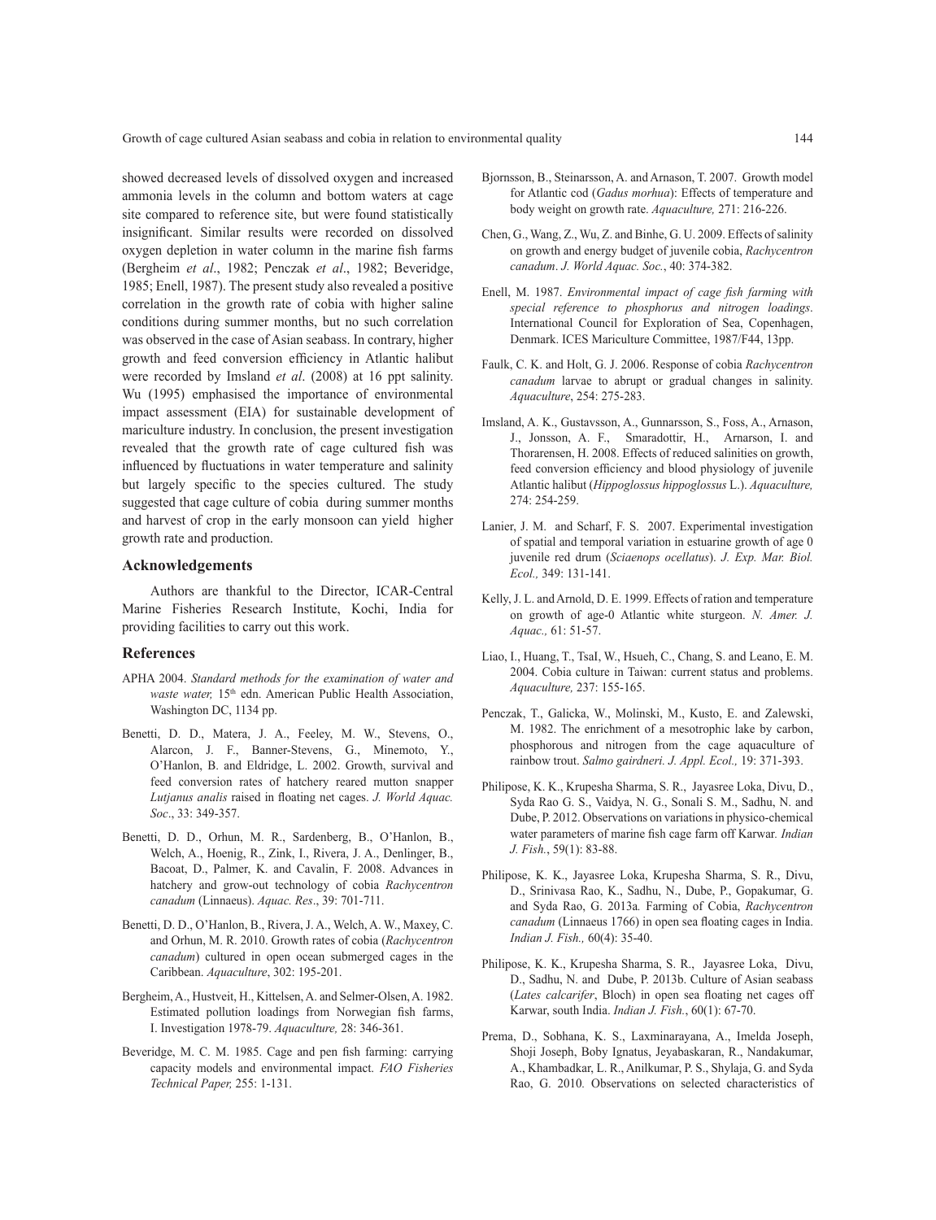showed decreased levels of dissolved oxygen and increased ammonia levels in the column and bottom waters at cage site compared to reference site, but were found statistically insignificant. Similar results were recorded on dissolved oxygen depletion in water column in the marine fish farms (Bergheim *et al*., 1982; Penczak *et al*., 1982; Beveridge, 1985; Enell, 1987). The present study also revealed a positive correlation in the growth rate of cobia with higher saline conditions during summer months, but no such correlation was observed in the case of Asian seabass. In contrary, higher growth and feed conversion efficiency in Atlantic halibut were recorded by Imsland *et al*. (2008) at 16 ppt salinity. Wu (1995) emphasised the importance of environmental impact assessment (EIA) for sustainable development of mariculture industry. In conclusion, the present investigation revealed that the growth rate of cage cultured fish was influenced by fluctuations in water temperature and salinity but largely specific to the species cultured. The study suggested that cage culture of cobia during summer months and harvest of crop in the early monsoon can yield higher growth rate and production.

## Acknowledgements

Authors are thankful to the Director, ICAR-Central Marine Fisheries Research Institute, Kochi, India for providing facilities to carry out this work.

## References

APHA 2004. *Standard methods for the examination of water and waste water,* 15th edn. American Public Health Association, Washington DC, 1134 pp.

Benetti, D. D., Matera, J. A., Feeley, M. W., Stevens, O., Alarcon, J. F., Banner-Stevens, G., Minemoto, Y., O'Hanlon, B. and Eldridge, L. 2002. Growth, survival and feed conversion rates of hatchery reared mutton snapper *Lutjanus analis* raised in floating net cages. *J. World Aquac. Soc*., 33: 349-357.

Benetti, D. D., Orhun, M. R., Sardenberg, B., O'Hanlon, B., Welch, A., Hoenig, R., Zink, I., Rivera, J. A., Denlinger, B., Bacoat, D., Palmer, K. and Cavalin, F. 2008. Advances in hatchery and grow-out technology of cobia *Rachycentron canadum* (Linnaeus). *Aquac. Res*., 39: 701-711.

Benetti, D. D., O'Hanlon, B., Rivera, J. A., Welch, A. W., Maxey, C. and Orhun, M. R. 2010. Growth rates of cobia (*Rachycentron canadum*) cultured in open ocean submerged cages in the Caribbean. *Aquaculture*, 302: 195-201.

Bergheim, A., Hustveit, H., Kittelsen, A. and Selmer-Olsen, A. 1982. Estimated pollution loadings from Norwegian fish farms, I. Investigation 1978-79. *Aquaculture,* 28: 346-361.

Beveridge, M. C. M. 1985. Cage and pen fish farming: carrying capacity models and environmental impact. *FAO Fisheries Technical Paper,* 255: 1-131.

Bjornsson, B., Steinarsson, A. and Arnason, T. 2007. Growth model for Atlantic cod (*Gadus morhua*): Effects of temperature and body weight on growth rate. *Aquaculture,* 271: 216-226.

Chen, G., Wang, Z., Wu, Z. and Binhe, G. U. 2009. Effects of salinity on growth and energy budget of juvenile cobia, *Rachycentron canadum*. *J. World Aquac. Soc.*, 40: 374-382.

Enell, M. 1987. *Environmental impact of cage fish farming with special reference to phosphorus and nitrogen loadings*. International Council for Exploration of Sea, Copenhagen, Denmark. ICES Mariculture Committee, 1987/F44, 13pp.

Faulk, C. K. and Holt, G. J. 2006. Response of cobia *Rachycentron canadum* larvae to abrupt or gradual changes in salinity. *Aquaculture*, 254: 275-283.

Imsland, A. K., Gustavsson, A., Gunnarsson, S., Foss, A., Arnason, J., Jonsson, A. F., Smaradottir, H., Arnarson, I. and Thorarensen, H. 2008. Effects of reduced salinities on growth, feed conversion efficiency and blood physiology of juvenile Atlantic halibut (*Hippoglossus hippoglossus* L.). *Aquaculture,* 274: 254-259.

Lanier, J. M. and Scharf, F. S. 2007. Experimental investigation of spatial and temporal variation in estuarine growth of age 0 juvenile red drum (*Sciaenops ocellatus*). *J. Exp. Mar. Biol. Ecol.,* 349: 131-141.

Kelly, J. L. and Arnold, D. E. 1999. Effects of ration and temperature on growth of age-0 Atlantic white sturgeon. *N. Amer. J. Aquac.,* 61: 51-57.

Liao, I., Huang, T., TsaI, W., Hsueh, C., Chang, S. and Leano, E. M. 2004. Cobia culture in Taiwan: current status and problems. *Aquaculture,* 237: 155-165.

Penczak, T., Galicka, W., Molinski, M., Kusto, E. and Zalewski, M. 1982. The enrichment of a mesotrophic lake by carbon, phosphorous and nitrogen from the cage aquaculture of rainbow trout. *Salmo gairdneri. J. Appl. Ecol.,* 19: 371-393.

Philipose, K. K., Krupesha Sharma, S. R., Jayasree Loka, Divu, D., Syda Rao G. S., Vaidya, N. G., Sonali S. M., Sadhu, N. and Dube, P. 2012. Observations on variations in physico-chemical water parameters of marine fish cage farm off Karwar. *Indian J. Fish.*, 59(1): 83-88.

Philipose, K. K., Jayasree Loka, Krupesha Sharma, S. R., Divu, D., Srinivasa Rao, K., Sadhu, N., Dube, P., Gopakumar, G. and Syda Rao, G. 2013a. Farming of Cobia, *Rachycentron canadum* (Linnaeus 1766) in open sea floating cages in India. *Indian J. Fish.,* 60(4): 35-40.

Philipose, K. K., Krupesha Sharma, S. R., Jayasree Loka, Divu, D., Sadhu, N. and Dube, P. 2013b. Culture of Asian seabass (*Lates calcarifer*, Bloch) in open sea floating net cages off Karwar, south India. *Indian J. Fish.*, 60(1): 67-70.

Prema, D., Sobhana, K. S., Laxminarayana, A., Imelda Joseph, Shoji Joseph, Boby Ignatus, Jeyabaskaran, R., Nandakumar, A., Khambadkar, L. R., Anilkumar, P. S., Shylaja, G. and Syda Rao, G. 2010. Observations on selected characteristics of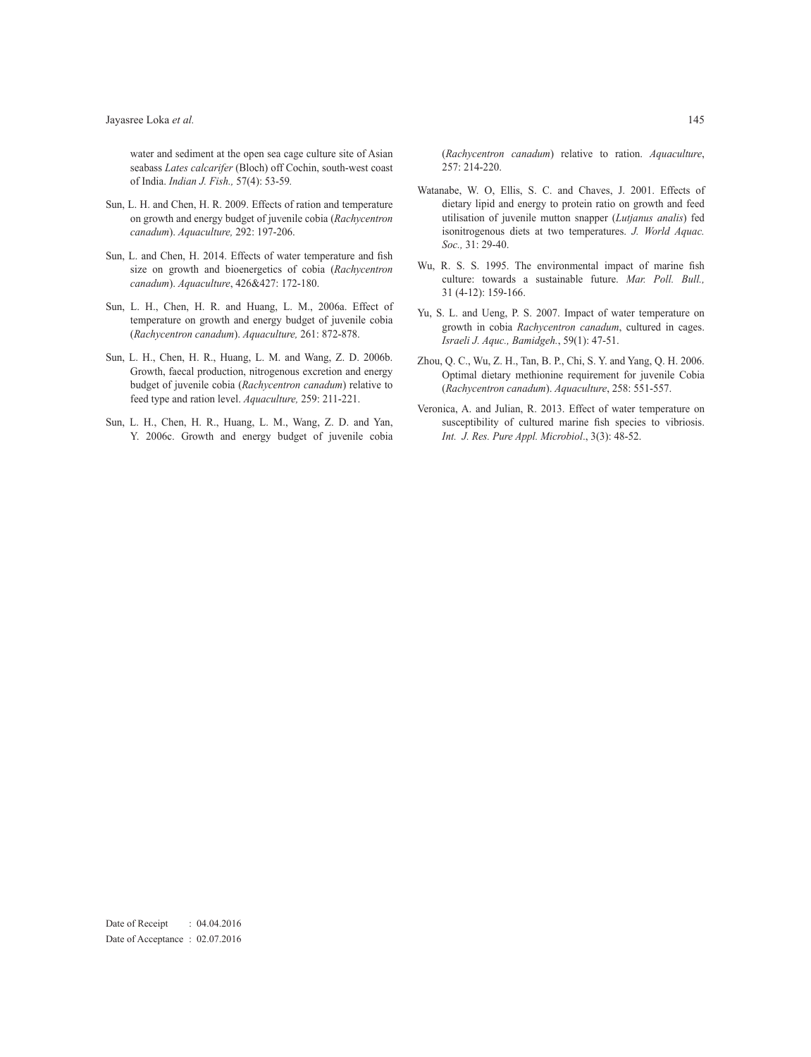water and sediment at the open sea cage culture site of Asian seabass *Lates calcarifer* (Bloch) off Cochin, south-west coast of India. *Indian J. Fish.,* 57(4): 53-59*.*

Sun, L. H. and Chen, H. R. 2009. Effects of ration and temperature on growth and energy budget of juvenile cobia (*Rachycentron canadum*). *Aquaculture,* 292: 197-206.

Sun, L. and Chen, H. 2014. Effects of water temperature and fish size on growth and bioenergetics of cobia (*Rachycentron canadum*). *Aquaculture*, 426&427: 172-180.

Sun, L. H., Chen, H. R. and Huang, L. M., 2006a. Effect of temperature on growth and energy budget of juvenile cobia (*Rachycentron canadum*). *Aquaculture,* 261: 872-878.

Sun, L. H., Chen, H. R., Huang, L. M. and Wang, Z. D. 2006b. Growth, faecal production, nitrogenous excretion and energy budget of juvenile cobia (*Rachycentron canadum*) relative to feed type and ration level. *Aquaculture,* 259: 211-221.

Sun, L. H., Chen, H. R., Huang, L. M., Wang, Z. D. and Yan, Y. 2006c. Growth and energy budget of juvenile cobia (*Rachycentron canadum*) relative to ration. *Aquaculture*, 257: 214-220.

Watanabe, W. O, Ellis, S. C. and Chaves, J. 2001. Effects of dietary lipid and energy to protein ratio on growth and feed utilisation of juvenile mutton snapper (*Lutjanus analis*) fed isonitrogenous diets at two temperatures. *J. World Aquac. Soc.,* 31: 29-40.

Wu, R. S. S. 1995. The environmental impact of marine fish culture: towards a sustainable future*. Mar. Poll. Bull.,* 31 (4-12): 159-166.

Yu, S. L. and Ueng, P. S. 2007. Impact of water temperature on growth in cobia *Rachycentron canadum*, cultured in cages. *Israeli J. Aquc., Bamidgeh.*, 59(1): 47-51.

Zhou, Q. C., Wu, Z. H., Tan, B. P., Chi, S. Y. and Yang, Q. H. 2006. Optimal dietary methionine requirement for juvenile Cobia (*Rachycentron canadum*). *Aquaculture*, 258: 551-557.

Veronica, A. and Julian, R. 2013. Effect of water temperature on susceptibility of cultured marine fish species to vibriosis. *Int. J. Res. Pure Appl. Microbiol*., 3(3): 48-52.

Date of Receipt : 04.04.2016
Date of Acceptance : 02.07.2016